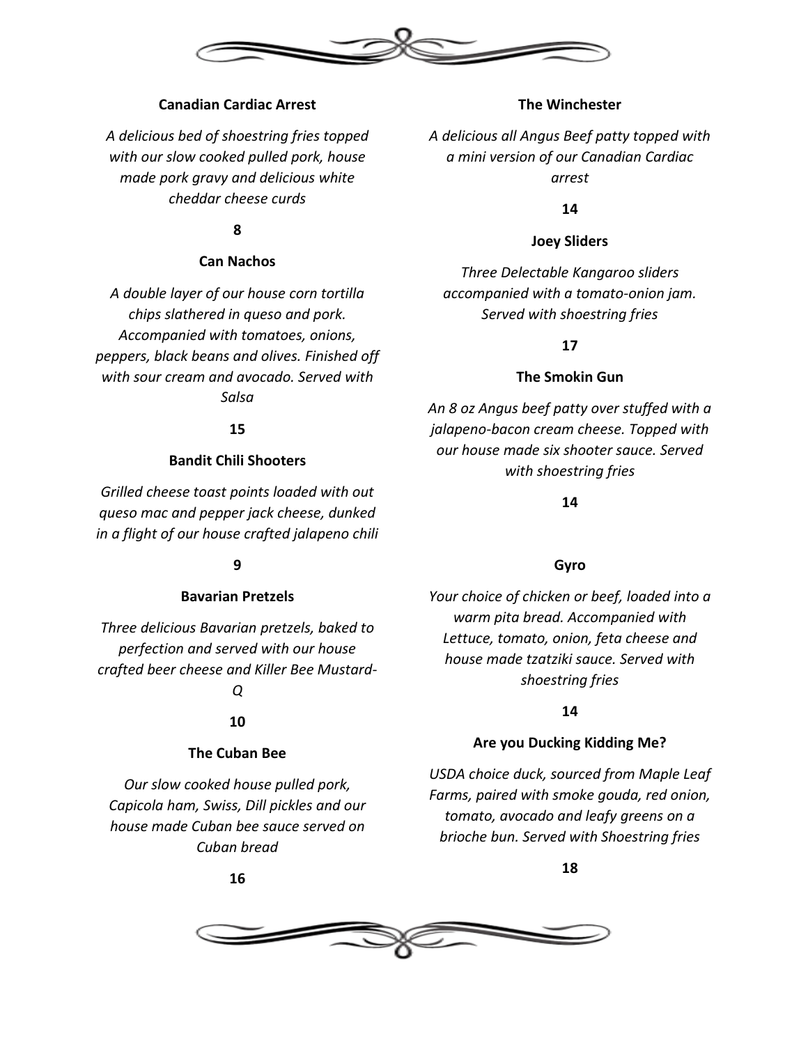**Canadian Cardiac Arrest**

*A delicious bed of shoestring fries topped with our slow cooked pulled pork, house made pork gravy and delicious white cheddar cheese curds*

**8**

**Can Nachos**

*A double layer of our house corn tortilla chips slathered in queso and pork. Accompanied with tomatoes, onions, peppers, black beans and olives. Finished off with sour cream and avocado. Served with Salsa*

**15**

**Bandit Chili Shooters**

*Grilled cheese toast points loaded with out queso mac and pepper jack cheese, dunked in a flight of our house crafted jalapeno chili*

**9**

**Bavarian Pretzels**

*Three delicious Bavarian pretzels, baked to perfection and served with our house crafted beer cheese and Killer Bee Mustard-Q*

**10**

**The Cuban Bee**

*Our slow cooked house pulled pork, Capicola ham, Swiss, Dill pickles and our house made Cuban bee sauce served on Cuban bread*

**16**

**The Winchester**

*A delicious all Angus Beef patty topped with a mini version of our Canadian Cardiac arrest*

**14**

**Joey Sliders**

*Three Delectable Kangaroo sliders accompanied with a tomato-onion jam. Served with shoestring fries*

**17**

**The Smokin Gun**

*An 8 oz Angus beef patty over stuffed with a jalapeno-bacon cream cheese. Topped with our house made six shooter sauce. Served with shoestring fries*

**14**

**Gyro**

*Your choice of chicken or beef, loaded into a warm pita bread. Accompanied with Lettuce, tomato, onion, feta cheese and house made tzatziki sauce. Served with shoestring fries*

**14**

**Are you Ducking Kidding Me?**

*USDA choice duck, sourced from Maple Leaf Farms, paired with smoke gouda, red onion, tomato, avocado and leafy greens on a brioche bun. Served with Shoestring fries*

**18**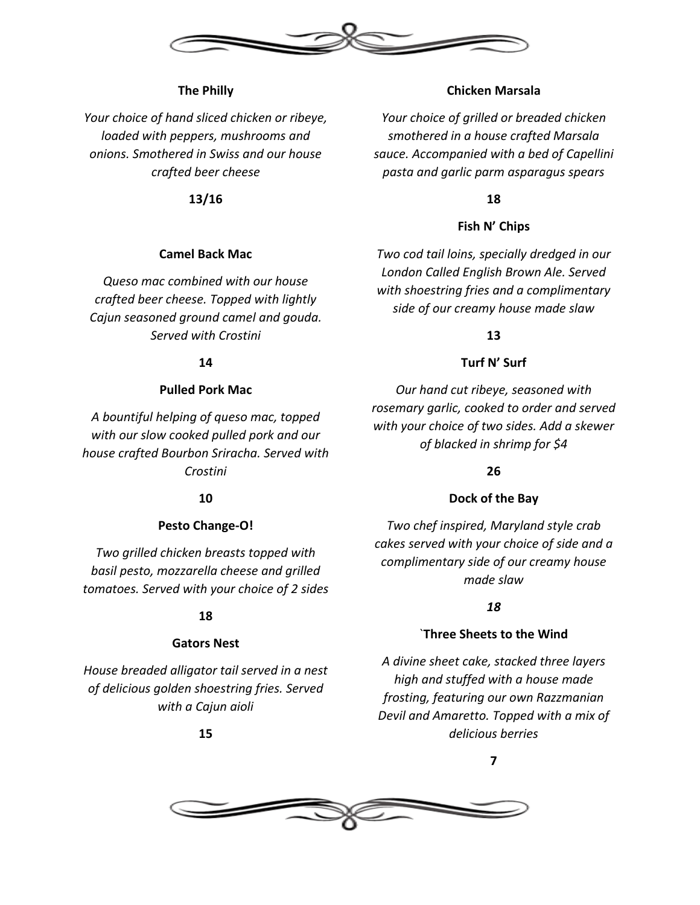**The Philly**

*Your choice of hand sliced chicken or ribeye, loaded with peppers, mushrooms and onions. Smothered in Swiss and our house crafted beer cheese*

**13/16**

**Camel Back Mac**

*Queso mac combined with our house crafted beer cheese. Topped with lightly Cajun seasoned ground camel and gouda. Served with Crostini*

**14**

**Pulled Pork Mac**

*A bountiful helping of queso mac, topped with our slow cooked pulled pork and our house crafted Bourbon Sriracha. Served with Crostini*

**10**

**Pesto Change-O!**

*Two grilled chicken breasts topped with basil pesto, mozzarella cheese and grilled tomatoes. Served with your choice of 2 sides*

**18**

**Gators Nest**

*House breaded alligator tail served in a nest of delicious golden shoestring fries. Served with a Cajun aioli*

**15**

**Chicken Marsala**

*Your choice of grilled or breaded chicken smothered in a house crafted Marsala sauce. Accompanied with a bed of Capellini pasta and garlic parm asparagus spears*

**18**

**Fish N' Chips**

*Two cod tail loins, specially dredged in our London Called English Brown Ale. Served with shoestring fries and a complimentary side of our creamy house made slaw*

**13**

**Turf N' Surf**

*Our hand cut ribeye, seasoned with rosemary garlic, cooked to order and served with your choice of two sides. Add a skewer of blacked in shrimp for $4*

**26**

**Dock of the Bay**

*Two chef inspired, Maryland style crab cakes served with your choice of side and a complimentary side of our creamy house made slaw*

***18***

**`Three Sheets to the Wind**

*A divine sheet cake, stacked three layers high and stuffed with a house made frosting, featuring our own Razzmanian Devil and Amaretto. Topped with a mix of delicious berries*

**7**